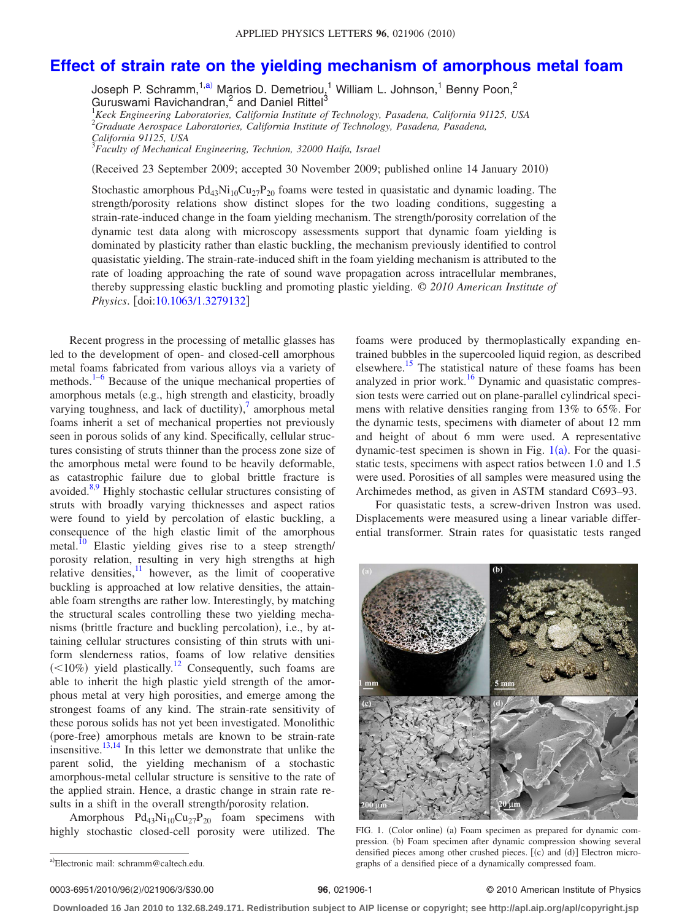# Effect of strain rate on the yielding mechanism of amorphous metal foam

Joseph P. Schramm,[1,a)] Marios D. Demetriou,[1] William L. Johnson,[1] Benny Poon,[2] Guruswami Ravichandran,[2] and Daniel Rittel[3]

[1]*Keck Engineering Laboratories, California Institute of Technology, Pasadena, California 91125, USA*
[2]*Graduate Aerospace Laboratories, California Institute of Technology, Pasadena, Pasadena, California 91125, USA*
[3]*Faculty of Mechanical Engineering, Technion, 32000 Haifa, Israel*

(Received 23 September 2009; accepted 30 November 2009; published online 14 January 2010)

Stochastic amorphous $Pd_{43}Ni_{10}Cu_{27}P_{20}$ foams were tested in quasistatic and dynamic loading. The strength/porosity relations show distinct slopes for the two loading conditions, suggesting a strain-rate-induced change in the foam yielding mechanism. The strength/porosity correlation of the dynamic test data along with microscopy assessments support that dynamic foam yielding is dominated by plasticity rather than elastic buckling, the mechanism previously identified to control quasistatic yielding. The strain-rate-induced shift in the foam yielding mechanism is attributed to the rate of loading approaching the rate of sound wave propagation across intracellular membranes, thereby suppressing elastic buckling and promoting plastic yielding. © *2010 American Institute of Physics*. [doi:10.1063/1.3279132]

Recent progress in the processing of metallic glasses has led to the development of open- and closed-cell amorphous metal foams fabricated from various alloys via a variety of methods.[1–6] Because of the unique mechanical properties of amorphous metals (e.g., high strength and elasticity, broadly varying toughness, and lack of ductility),[7] amorphous metal foams inherit a set of mechanical properties not previously seen in porous solids of any kind. Specifically, cellular structures consisting of struts thinner than the process zone size of the amorphous metal were found to be heavily deformable, as catastrophic failure due to global brittle fracture is avoided.[8,9] Highly stochastic cellular structures consisting of struts with broadly varying thicknesses and aspect ratios were found to yield by percolation of elastic buckling, a consequence of the high elastic limit of the amorphous metal.[10] Elastic yielding gives rise to a steep strength/porosity relation, resulting in very high strengths at high relative densities,[11] however, as the limit of cooperative buckling is approached at low relative densities, the attainable foam strengths are rather low. Interestingly, by matching the structural scales controlling these two yielding mechanisms (brittle fracture and buckling percolation), i.e., by attaining cellular structures consisting of thin struts with uniform slenderness ratios, foams of low relative densities (<10%) yield plastically.[12] Consequently, such foams are able to inherit the high plastic yield strength of the amorphous metal at very high porosities, and emerge among the strongest foams of any kind. The strain-rate sensitivity of these porous solids has not yet been investigated. Monolithic (pore-free) amorphous metals are known to be strain-rate insensitive.[13,14] In this letter we demonstrate that unlike the parent solid, the yielding mechanism of a stochastic amorphous-metal cellular structure is sensitive to the rate of the applied strain. Hence, a drastic change in strain rate results in a shift in the overall strength/porosity relation.

Amorphous $Pd_{43}Ni_{10}Cu_{27}P_{20}$ foam specimens with highly stochastic closed-cell porosity were utilized. The foams were produced by thermoplastically expanding entrained bubbles in the supercooled liquid region, as described elsewhere.[15] The statistical nature of these foams has been analyzed in prior work.[16] Dynamic and quasistatic compression tests were carried out on plane-parallel cylindrical specimens with relative densities ranging from 13% to 65%. For the dynamic tests, specimens with diameter of about 12 mm and height of about 6 mm were used. A representative dynamic-test specimen is shown in Fig. 1(a). For the quasistatic tests, specimens with aspect ratios between 1.0 and 1.5 were used. Porosities of all samples were measured using the Archimedes method, as given in ASTM standard C693–93.

For quasistatic tests, a screw-driven Instron was used. Displacements were measured using a linear variable differential transformer. Strain rates for quasistatic tests ranged

FIG. 1. (Color online) (a) Foam specimen as prepared for dynamic compression. (b) Foam specimen after dynamic compression showing several densified pieces among other crushed pieces. [(c) and (d)] Electron micrographs of a densified piece of a dynamically compressed foam.

[a)]Electronic mail: schramm@caltech.edu.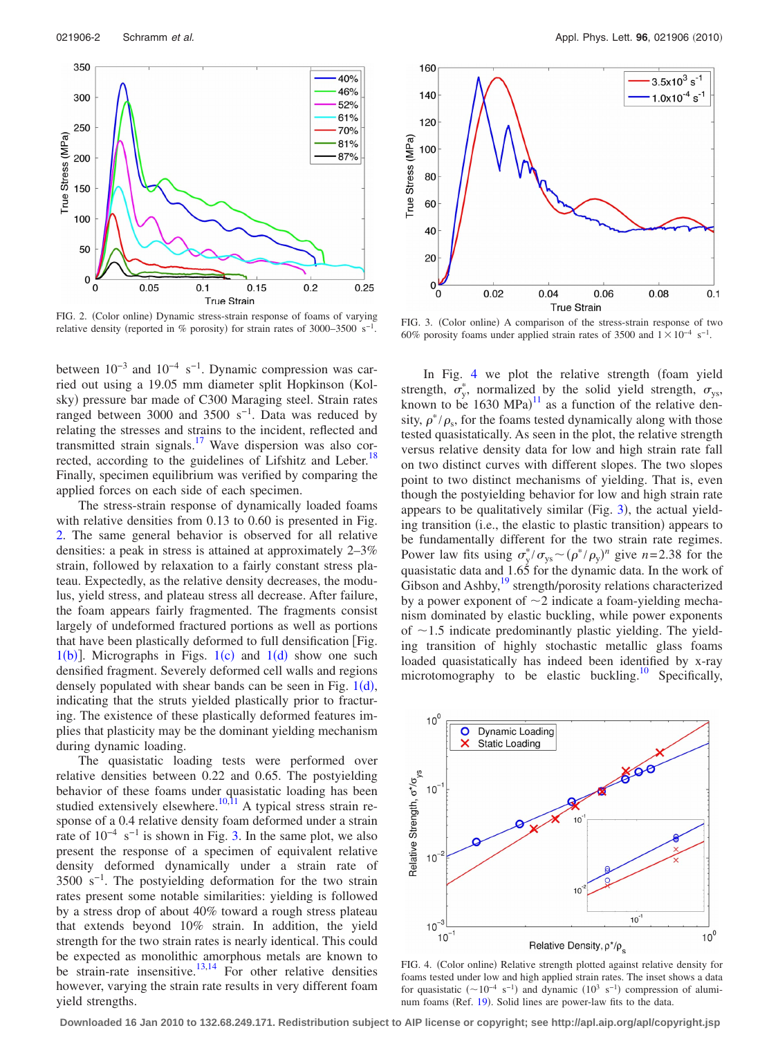FIG. 2. (Color online) Dynamic stress-strain response of foams of varying relative density (reported in % porosity) for strain rates of 3000–3500 $s^{-1}$.

FIG. 3. (Color online) A comparison of the stress-strain response of two 60% porosity foams under applied strain rates of 3500 and $1\times10^{-4}$ $s^{-1}$.

between $10^{-3}$ and $10^{-4}$ $s^{-1}$. Dynamic compression was carried out using a 19.05 mm diameter split Hopkinson (Kolsky) pressure bar made of C300 Maraging steel. Strain rates ranged between 3000 and 3500 $s^{-1}$. Data was reduced by relating the stresses and strains to the incident, reflected and transmitted strain signals.[17] Wave dispersion was also corrected, according to the guidelines of Lifshitz and Leber.[18] Finally, specimen equilibrium was verified by comparing the applied forces on each side of each specimen.

The stress-strain response of dynamically loaded foams with relative densities from 0.13 to 0.60 is presented in Fig. 2. The same general behavior is observed for all relative densities: a peak in stress is attained at approximately 2–3% strain, followed by relaxation to a fairly constant stress plateau. Expectedly, as the relative density decreases, the modulus, yield stress, and plateau stress all decrease. After failure, the foam appears fairly fragmented. The fragments consist largely of undeformed fractured portions as well as portions that have been plastically deformed to full densification [Fig. 1(b)]. Micrographs in Figs. 1(c) and 1(d) show one such densified fragment. Severely deformed cell walls and regions densely populated with shear bands can be seen in Fig. 1(d), indicating that the struts yielded plastically prior to fracturing. The existence of these plastically deformed features implies that plasticity may be the dominant yielding mechanism during dynamic loading.

The quasistatic loading tests were performed over relative densities between 0.22 and 0.65. The postyielding behavior of these foams under quasistatic loading has been studied extensively elsewhere.[10,11] A typical stress strain response of a 0.4 relative density foam deformed under a strain rate of $10^{-4}$ $s^{-1}$ is shown in Fig. 3. In the same plot, we also present the response of a specimen of equivalent relative density deformed dynamically under a strain rate of 3500 $s^{-1}$. The postyielding deformation for the two strain rates present some notable similarities: yielding is followed by a stress drop of about 40% toward a rough stress plateau that extends beyond 10% strain. In addition, the yield strength for the two strain rates is nearly identical. This could be expected as monolithic amorphous metals are known to be strain-rate insensitive.[13,14] For other relative densities however, varying the strain rate results in very different foam yield strengths.

In Fig. 4 we plot the relative strength (foam yield strength, $\sigma_y^*$, normalized by the solid yield strength, $\sigma_{ys}$, known to be 1630 MPa)[11] as a function of the relative density, $\rho^*/\rho_s$, for the foams tested dynamically along with those tested quasistatically. As seen in the plot, the relative strength versus relative density data for low and high strain rate fall on two distinct curves with different slopes. The two slopes point to two distinct mechanisms of yielding. That is, even though the postyielding behavior for low and high strain rate appears to be qualitatively similar (Fig. 3), the actual yielding transition (i.e., the elastic to plastic transition) appears to be fundamentally different for the two strain rate regimes. Power law fits using $\sigma_y^*/\sigma_{ys} \sim (\rho^*/\rho_y)^n$ give $n=2.38$ for the quasistatic data and 1.65 for the dynamic data. In the work of Gibson and Ashby,[19] strength/porosity relations characterized by a power exponent of $\sim 2$ indicate a foam-yielding mechanism dominated by elastic buckling, while power exponents of $\sim 1.5$ indicate predominantly plastic yielding. The yielding transition of highly stochastic metallic glass foams loaded quasistatically has indeed been identified by x-ray microtomography to be elastic buckling.[10] Specifically,

FIG. 4. (Color online) Relative strength plotted against relative density for foams tested under low and high applied strain rates. The inset shows a data for quasistatic ($\sim 10^{-4}$ $s^{-1}$) and dynamic ($10^3$ $s^{-1}$) compression of aluminum foams (Ref. 19). Solid lines are power-law fits to the data.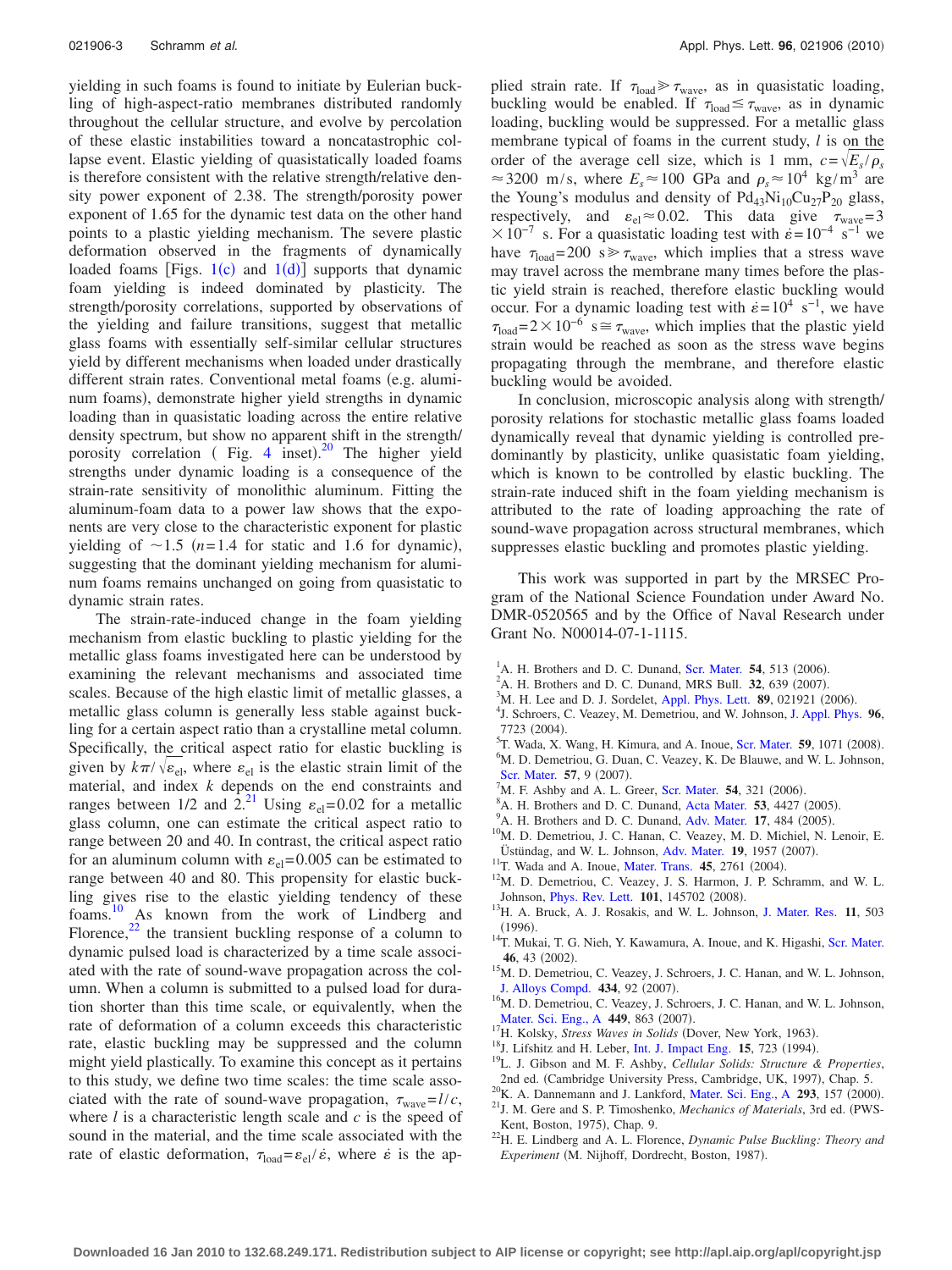yielding in such foams is found to initiate by Eulerian buckling of high-aspect-ratio membranes distributed randomly throughout the cellular structure, and evolve by percolation of these elastic instabilities toward a noncatastrophic collapse event. Elastic yielding of quasistatically loaded foams is therefore consistent with the relative strength/relative density power exponent of 2.38. The strength/porosity power exponent of 1.65 for the dynamic test data on the other hand points to a plastic yielding mechanism. The severe plastic deformation observed in the fragments of dynamically loaded foams [Figs. 1(c) and 1(d)] supports that dynamic foam yielding is indeed dominated by plasticity. The strength/porosity correlations, supported by observations of the yielding and failure transitions, suggest that metallic glass foams with essentially self-similar cellular structures yield by different mechanisms when loaded under drastically different strain rates. Conventional metal foams (e.g. aluminum foams), demonstrate higher yield strengths in dynamic loading than in quasistatic loading across the entire relative density spectrum, but show no apparent shift in the strength/porosity correlation ( Fig. 4 inset).[20] The higher yield strengths under dynamic loading is a consequence of the strain-rate sensitivity of monolithic aluminum. Fitting the aluminum-foam data to a power law shows that the exponents are very close to the characteristic exponent for plastic yielding of ~1.5 ($n=1.4$ for static and 1.6 for dynamic), suggesting that the dominant yielding mechanism for aluminum foams remains unchanged on going from quasistatic to dynamic strain rates.

The strain-rate-induced change in the foam yielding mechanism from elastic buckling to plastic yielding for the metallic glass foams investigated here can be understood by examining the relevant mechanisms and associated time scales. Because of the high elastic limit of metallic glasses, a metallic glass column is generally less stable against buckling for a certain aspect ratio than a crystalline metal column. Specifically, the critical aspect ratio for elastic buckling is given by $k\pi/\sqrt{\varepsilon_{el}}$, where $\varepsilon_{el}$ is the elastic strain limit of the material, and index $k$ depends on the end constraints and ranges between 1/2 and 2.[21] Using $\varepsilon_{el}=0.02$ for a metallic glass column, one can estimate the critical aspect ratio to range between 20 and 40. In contrast, the critical aspect ratio for an aluminum column with $\varepsilon_{el}=0.005$ can be estimated to range between 40 and 80. This propensity for elastic buckling gives rise to the elastic yielding tendency of these foams.[10] As known from the work of Lindberg and Florence,[22] the transient buckling response of a column to dynamic pulsed load is characterized by a time scale associated with the rate of sound-wave propagation across the column. When a column is submitted to a pulsed load for duration shorter than this time scale, or equivalently, when the rate of deformation of a column exceeds this characteristic rate, elastic buckling may be suppressed and the column might yield plastically. To examine this concept as it pertains to this study, we define two time scales: the time scale associated with the rate of sound-wave propagation, $\tau_{wave}=l/c$, where $l$ is a characteristic length scale and $c$ is the speed of sound in the material, and the time scale associated with the rate of elastic deformation, $\tau_{load}=\varepsilon_{el}/\dot{\varepsilon}$, where $\dot{\varepsilon}$ is the applied strain rate. If $\tau_{load} \gg \tau_{wave}$, as in quasistatic loading, buckling would be enabled. If $\tau_{load} \leq \tau_{wave}$, as in dynamic loading, buckling would be suppressed. For a metallic glass membrane typical of foams in the current study, $l$ is on the order of the average cell size, which is 1 mm, $c=\sqrt{E_s/\rho_s} \approx 3200$ m/s, where $E_s \approx 100$ GPa and $\rho_s \approx 10^4$ kg/m$^3$ are the Young's modulus and density of $Pd_{43}Ni_{10}Cu_{27}P_{20}$ glass, respectively, and $\varepsilon_{el} \approx 0.02$. This data give $\tau_{wave}=3 \times 10^{-7}$ s. For a quasistatic loading test with $\dot{\varepsilon}=10^{-4}$ s$^{-1}$ we have $\tau_{load}=200$ s $\gg \tau_{wave}$, which implies that a stress wave may travel across the membrane many times before the plastic yield strain is reached, therefore elastic buckling would occur. For a dynamic loading test with $\dot{\varepsilon}=10^{4}$ s$^{-1}$, we have $\tau_{load}=2 \times 10^{-6}$ s $\cong \tau_{wave}$, which implies that the plastic yield strain would be reached as soon as the stress wave begins propagating through the membrane, and therefore elastic buckling would be avoided.

In conclusion, microscopic analysis along with strength/porosity relations for stochastic metallic glass foams loaded dynamically reveal that dynamic yielding is controlled predominantly by plasticity, unlike quasistatic foam yielding, which is known to be controlled by elastic buckling. The strain-rate induced shift in the foam yielding mechanism is attributed to the rate of loading approaching the rate of sound-wave propagation across structural membranes, which suppresses elastic buckling and promotes plastic yielding.

This work was supported in part by the MRSEC Program of the National Science Foundation under Award No. DMR-0520565 and by the Office of Naval Research under Grant No. N00014-07-1-1115.

[1] A. H. Brothers and D. C. Dunand, Scr. Mater. **54**, 513 (2006).
[2] A. H. Brothers and D. C. Dunand, MRS Bull. **32**, 639 (2007).
[3] M. H. Lee and D. J. Sordelet, Appl. Phys. Lett. **89**, 021921 (2006).
[4] J. Schroers, C. Veazey, M. Demetriou, and W. Johnson, J. Appl. Phys. **96**, 7723 (2004).
[5] T. Wada, X. Wang, H. Kimura, and A. Inoue, Scr. Mater. **59**, 1071 (2008).
[6] M. D. Demetriou, G. Duan, C. Veazey, K. De Blauwe, and W. L. Johnson, Scr. Mater. **57**, 9 (2007).
[7] M. F. Ashby and A. L. Greer, Scr. Mater. **54**, 321 (2006).
[8] A. H. Brothers and D. C. Dunand, Acta Mater. **53**, 4427 (2005).
[9] A. H. Brothers and D. C. Dunand, Adv. Mater. **17**, 484 (2005).
[10] M. D. Demetriou, J. C. Hanan, C. Veazey, M. D. Michiel, N. Lenoir, E. Üstündag, and W. L. Johnson, Adv. Mater. **19**, 1957 (2007).
[11] T. Wada and A. Inoue, Mater. Trans. **45**, 2761 (2004).
[12] M. D. Demetriou, C. Veazey, J. S. Harmon, J. P. Schramm, and W. L. Johnson, Phys. Rev. Lett. **101**, 145702 (2008).
[13] H. A. Bruck, A. J. Rosakis, and W. L. Johnson, J. Mater. Res. **11**, 503 (1996).
[14] T. Mukai, T. G. Nieh, Y. Kawamura, A. Inoue, and K. Higashi, Scr. Mater. **46**, 43 (2002).
[15] M. D. Demetriou, C. Veazey, J. Schroers, J. C. Hanan, and W. L. Johnson, J. Alloys Compd. **434**, 92 (2007).
[16] M. D. Demetriou, C. Veazey, J. Schroers, J. C. Hanan, and W. L. Johnson, Mater. Sci. Eng., A **449**, 863 (2007).
[17] H. Kolsky, *Stress Waves in Solids* (Dover, New York, 1963).
[18] J. Lifshitz and H. Leber, Int. J. Impact Eng. **15**, 723 (1994).
[19] L. J. Gibson and M. F. Ashby, *Cellular Solids: Structure & Properties*, 2nd ed. (Cambridge University Press, Cambridge, UK, 1997), Chap. 5.
[20] K. A. Dannemann and J. Lankford, Mater. Sci. Eng., A **293**, 157 (2000).
[21] J. M. Gere and S. P. Timoshenko, *Mechanics of Materials*, 3rd ed. (PWS-Kent, Boston, 1975), Chap. 9.
[22] H. E. Lindberg and A. L. Florence, *Dynamic Pulse Buckling: Theory and Experiment* (M. Nijhoff, Dordrecht, Boston, 1987).